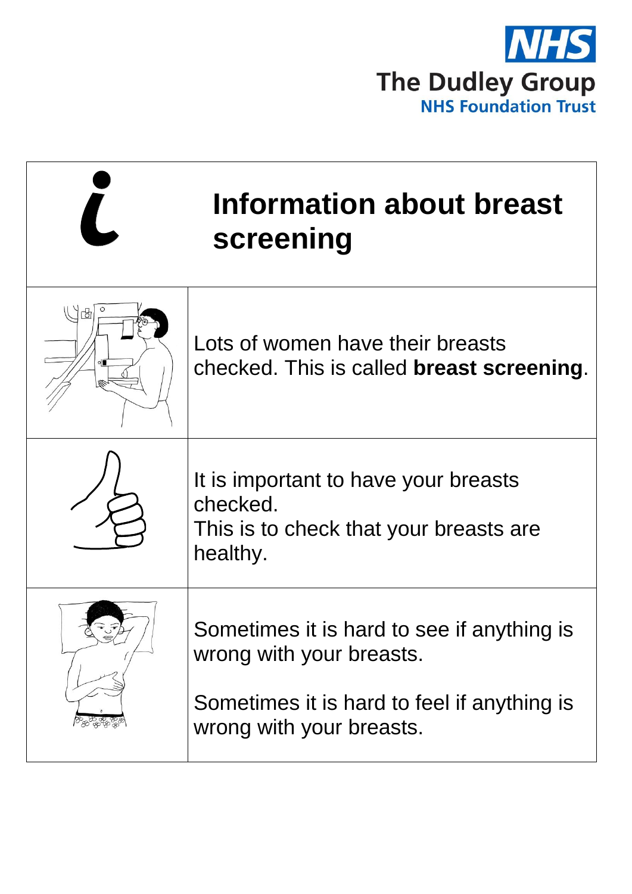The Dudley Group
NHS Foundation Trust

# Information about breast screening

Lots of women have their breasts checked. This is called **breast screening**.

It is important to have your breasts checked.
This is to check that your breasts are healthy.

Sometimes it is hard to see if anything is wrong with your breasts.

Sometimes it is hard to feel if anything is wrong with your breasts.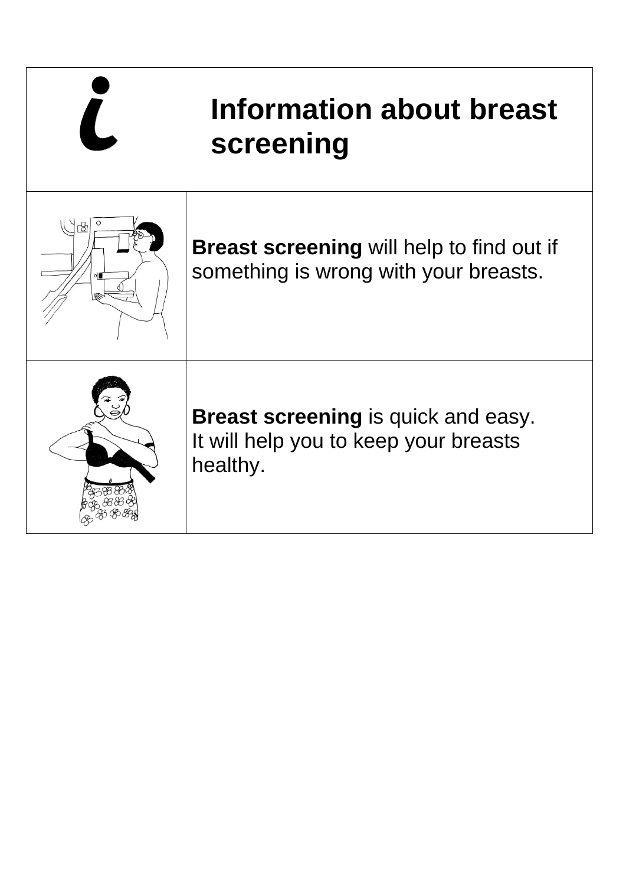# Information about breast screening

**Breast screening** will help to find out if something is wrong with your breasts.

**Breast screening** is quick and easy.
It will help you to keep your breasts healthy.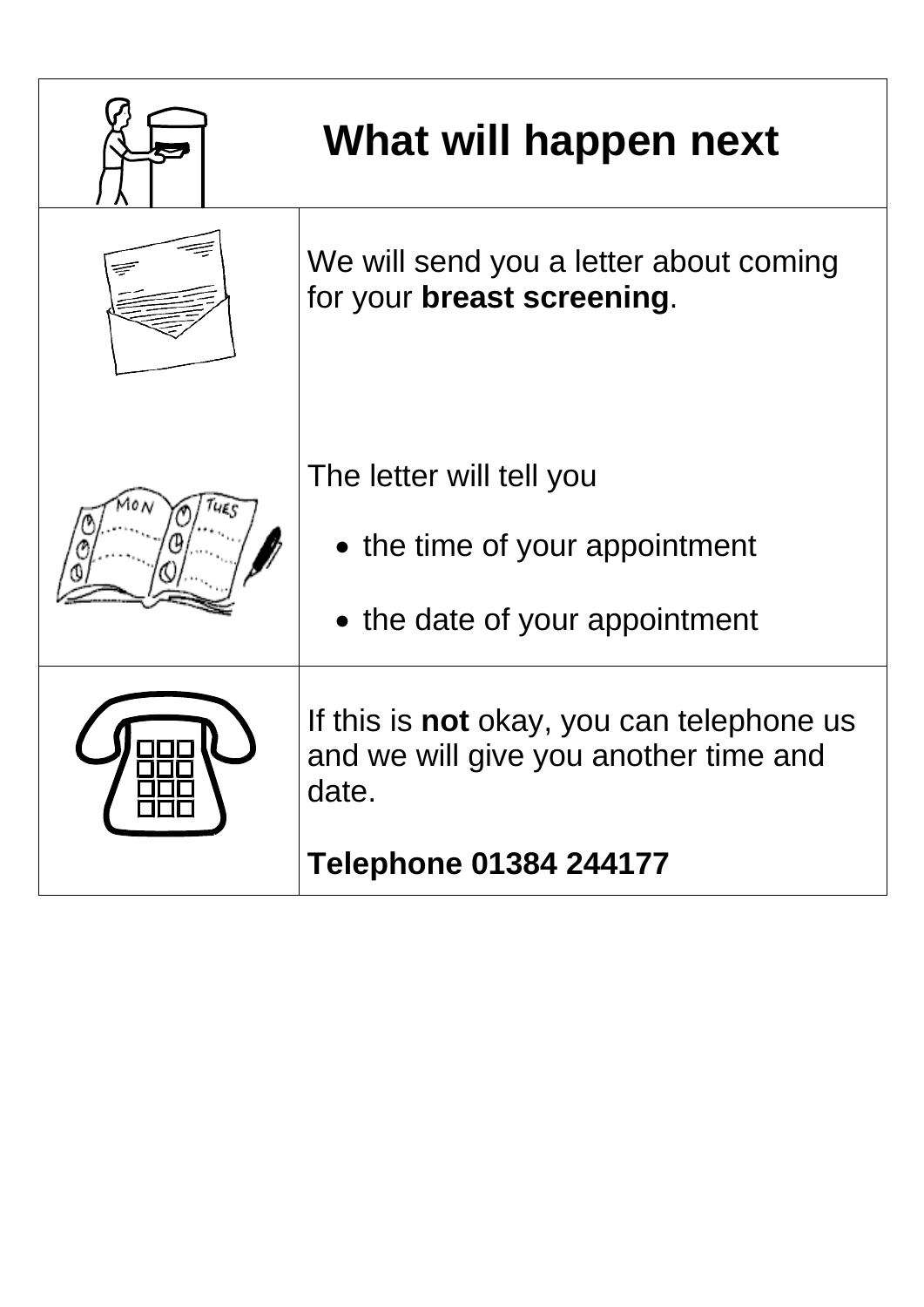# What will happen next

We will send you a letter about coming for your **breast screening**.

The letter will tell you

- the time of your appointment
- the date of your appointment

If this is **not** okay, you can telephone us and we will give you another time and date.

**Telephone 01384 244177**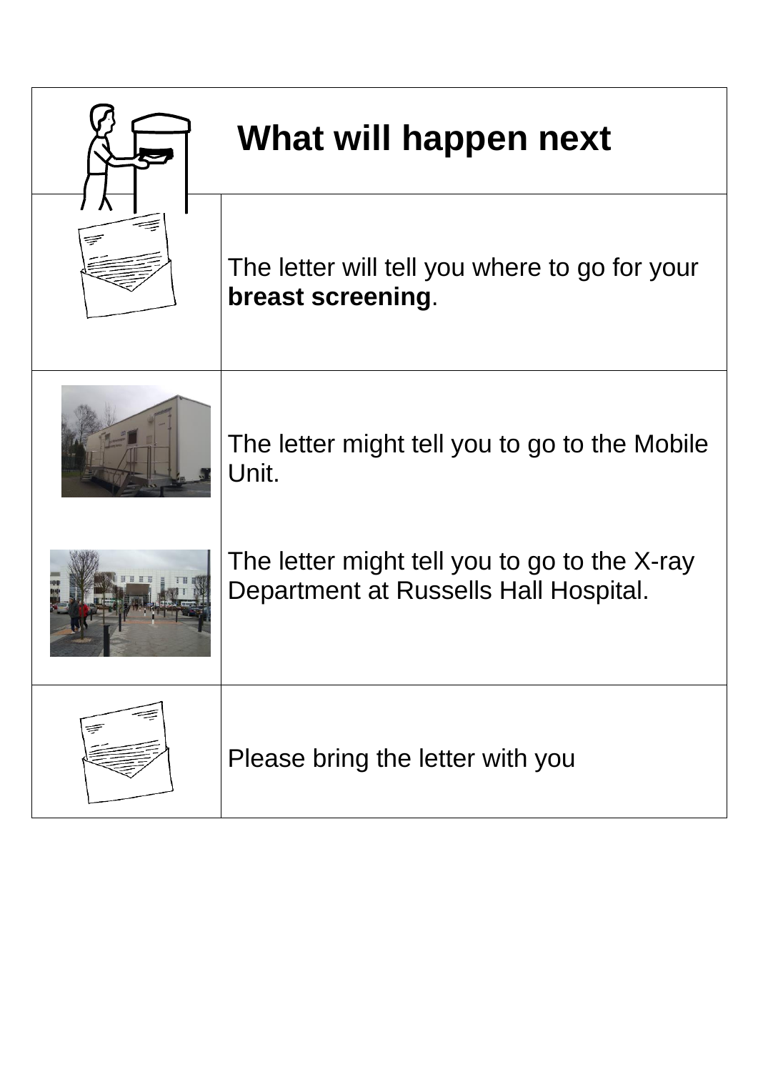# What will happen next

The letter will tell you where to go for your **breast screening**.

The letter might tell you to go to the Mobile Unit.

The letter might tell you to go to the X-ray Department at Russells Hall Hospital.

Please bring the letter with you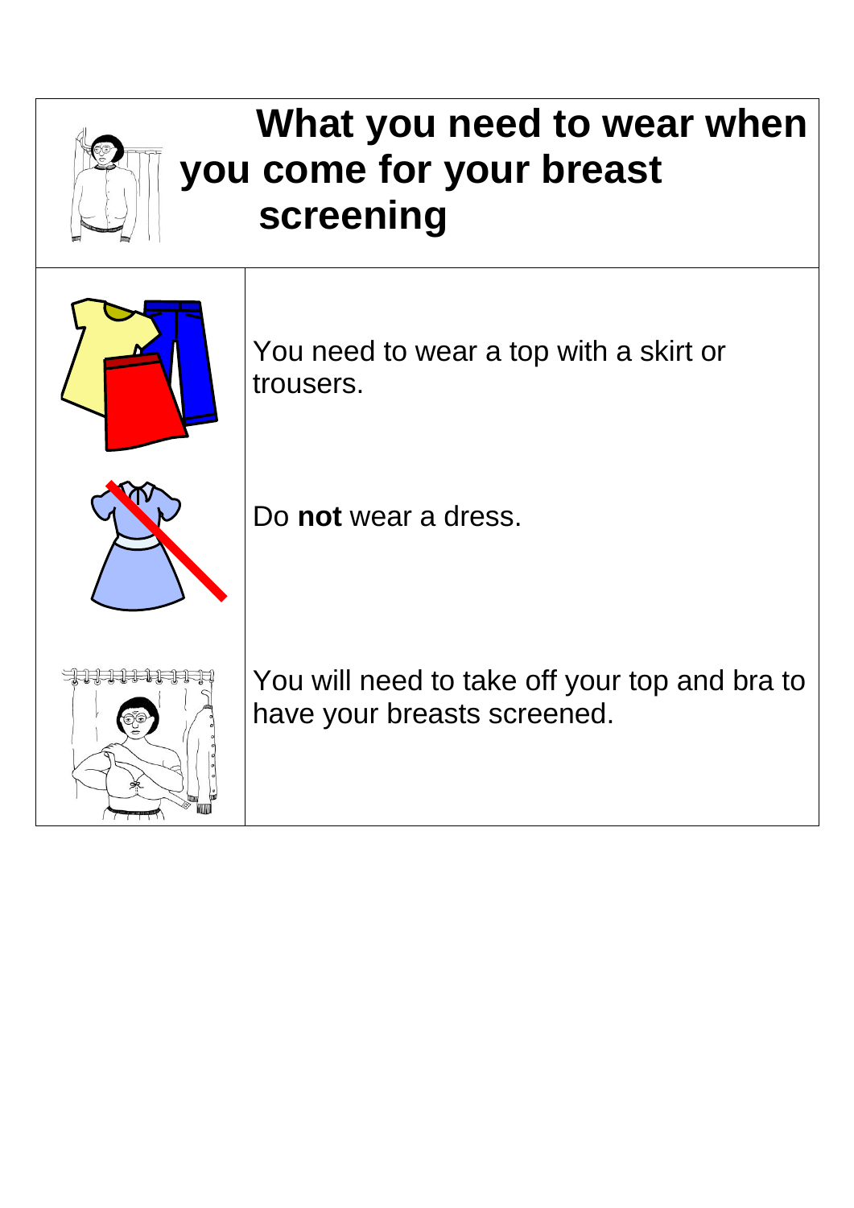# What you need to wear when you come for your breast screening

You need to wear a top with a skirt or trousers.

Do **not** wear a dress.

You will need to take off your top and bra to have your breasts screened.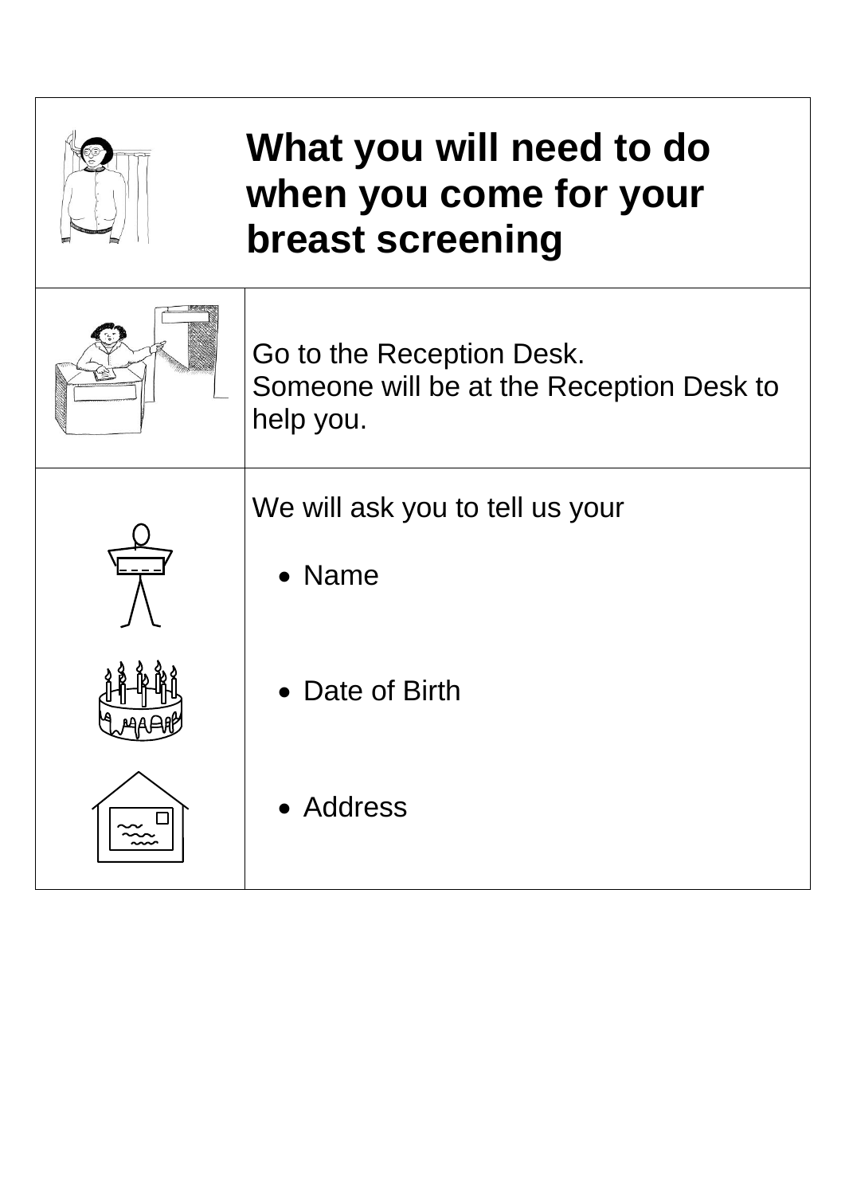# What you will need to do when you come for your breast screening

Go to the Reception Desk.
Someone will be at the Reception Desk to help you.

We will ask you to tell us your

- Name
- Date of Birth
- Address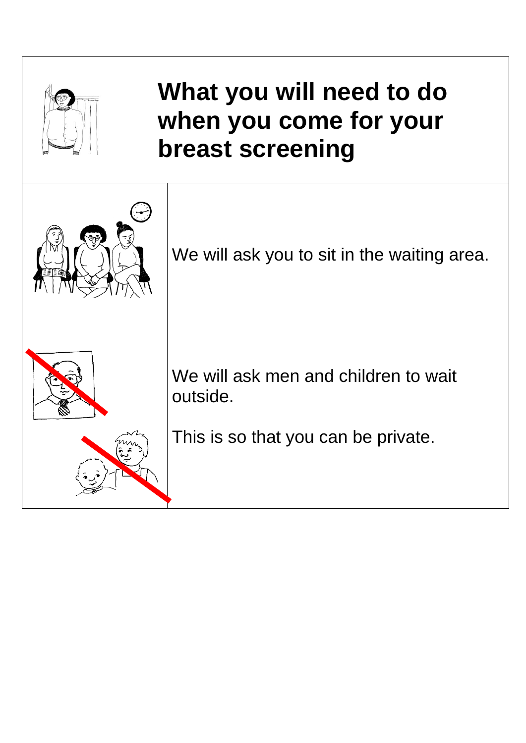# What you will need to do when you come for your breast screening

We will ask you to sit in the waiting area.

We will ask men and children to wait outside.

This is so that you can be private.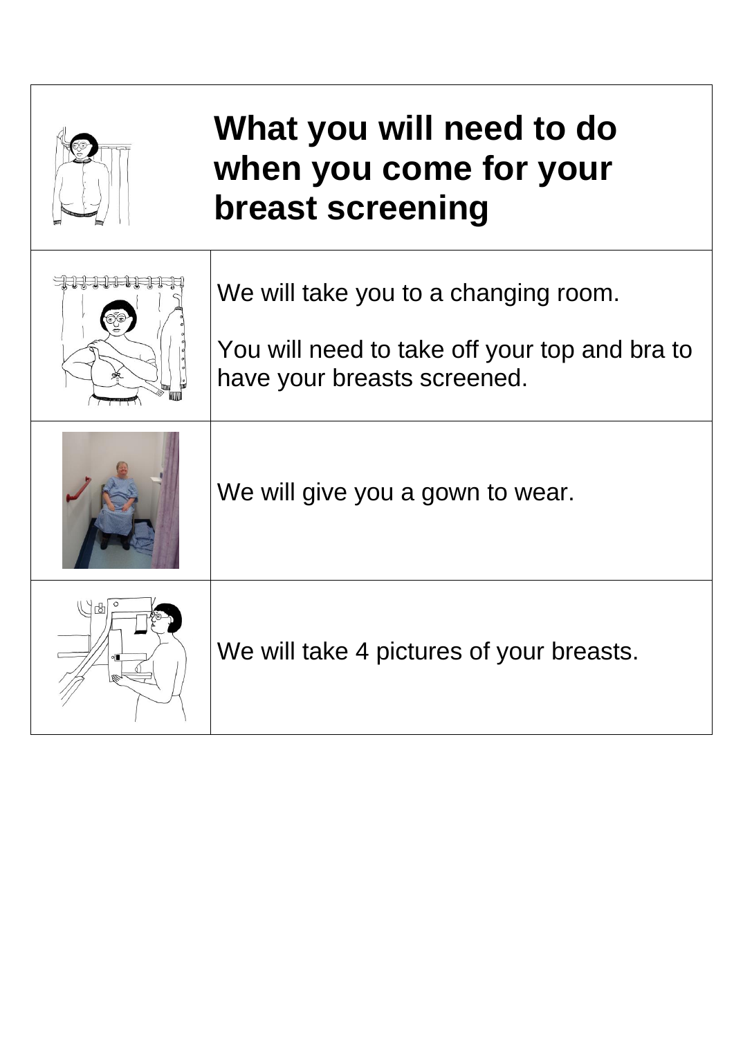# What you will need to do when you come for your breast screening

We will take you to a changing room.

You will need to take off your top and bra to have your breasts screened.

We will give you a gown to wear.

We will take 4 pictures of your breasts.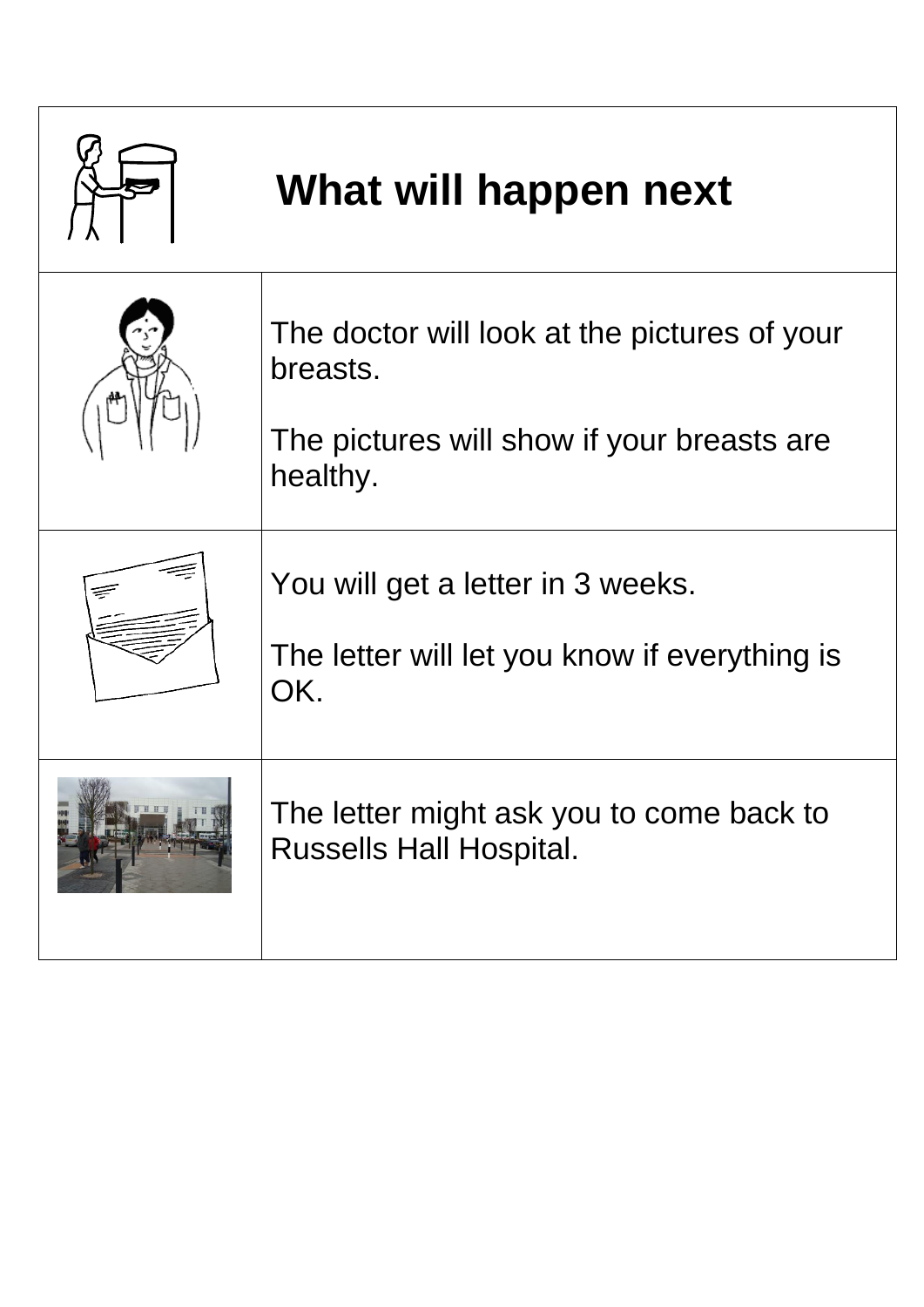# What will happen next

The doctor will look at the pictures of your breasts.

The pictures will show if your breasts are healthy.

You will get a letter in 3 weeks.

The letter will let you know if everything is OK.

The letter might ask you to come back to Russells Hall Hospital.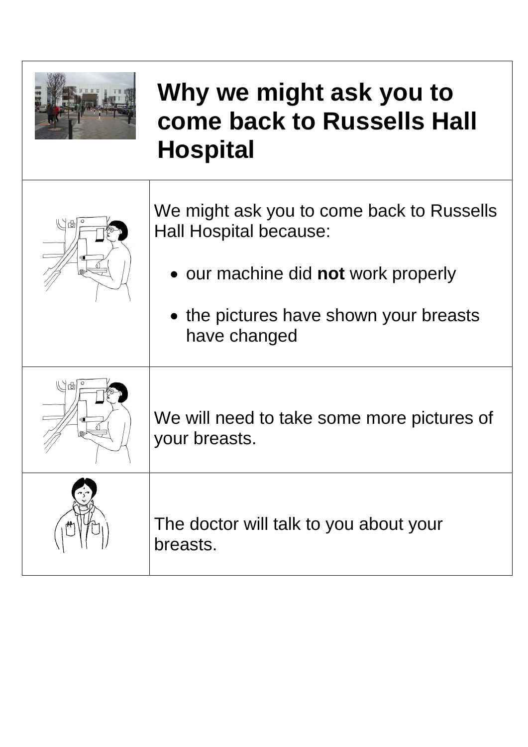# Why we might ask you to come back to Russells Hall Hospital

We might ask you to come back to Russells Hall Hospital because:

- our machine did **not** work properly
- the pictures have shown your breasts have changed

We will need to take some more pictures of your breasts.

The doctor will talk to you about your breasts.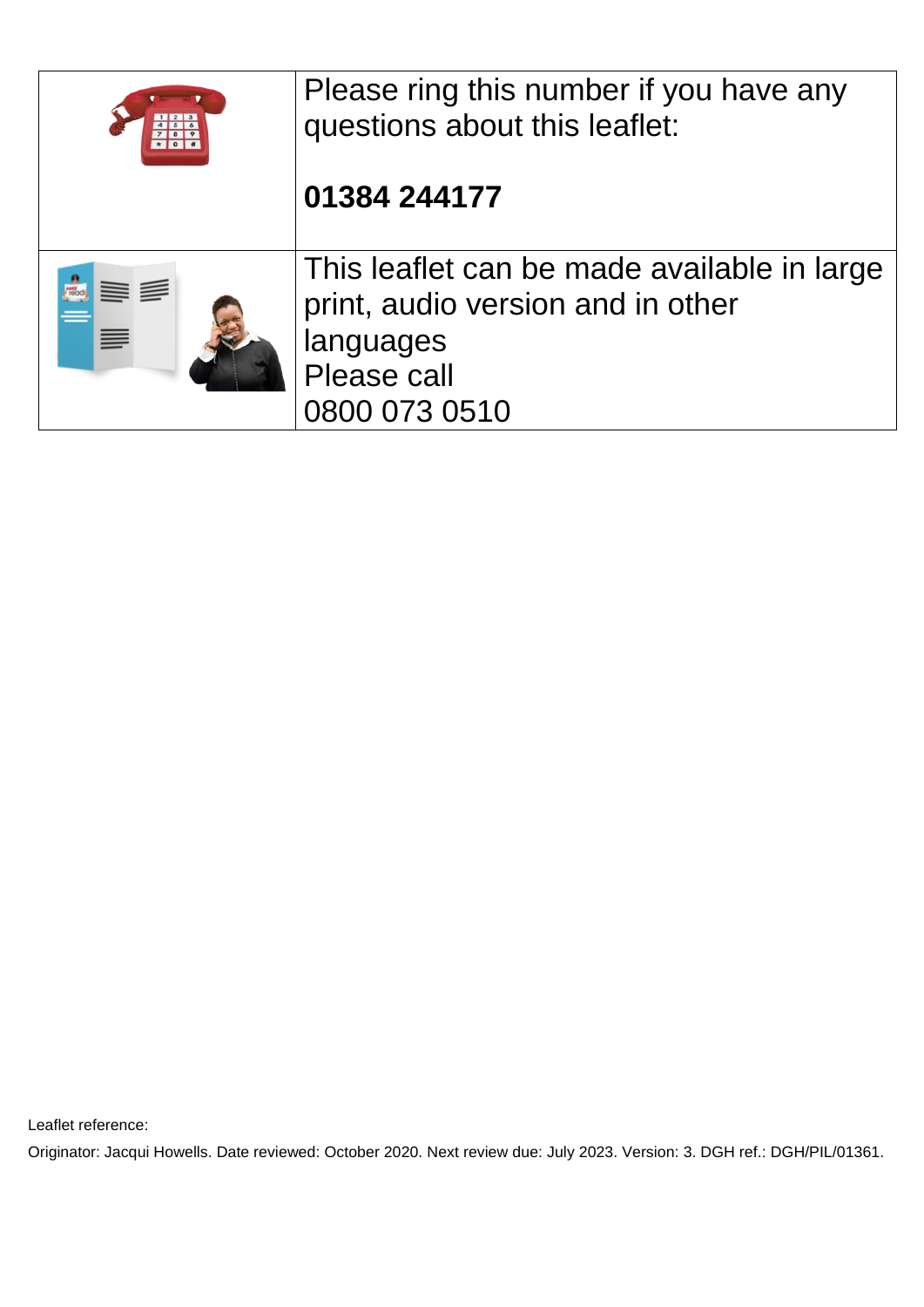| | |
|---|---|
| | Please ring this number if you have any questions about this leaflet:<br><br>**01384 244177** |
| | This leaflet can be made available in large print, audio version and in other languages<br>Please call<br>0800 073 0510 |

Leaflet reference:

Originator: Jacqui Howells. Date reviewed: October 2020. Next review due: July 2023. Version: 3. DGH ref.: DGH/PIL/01361.